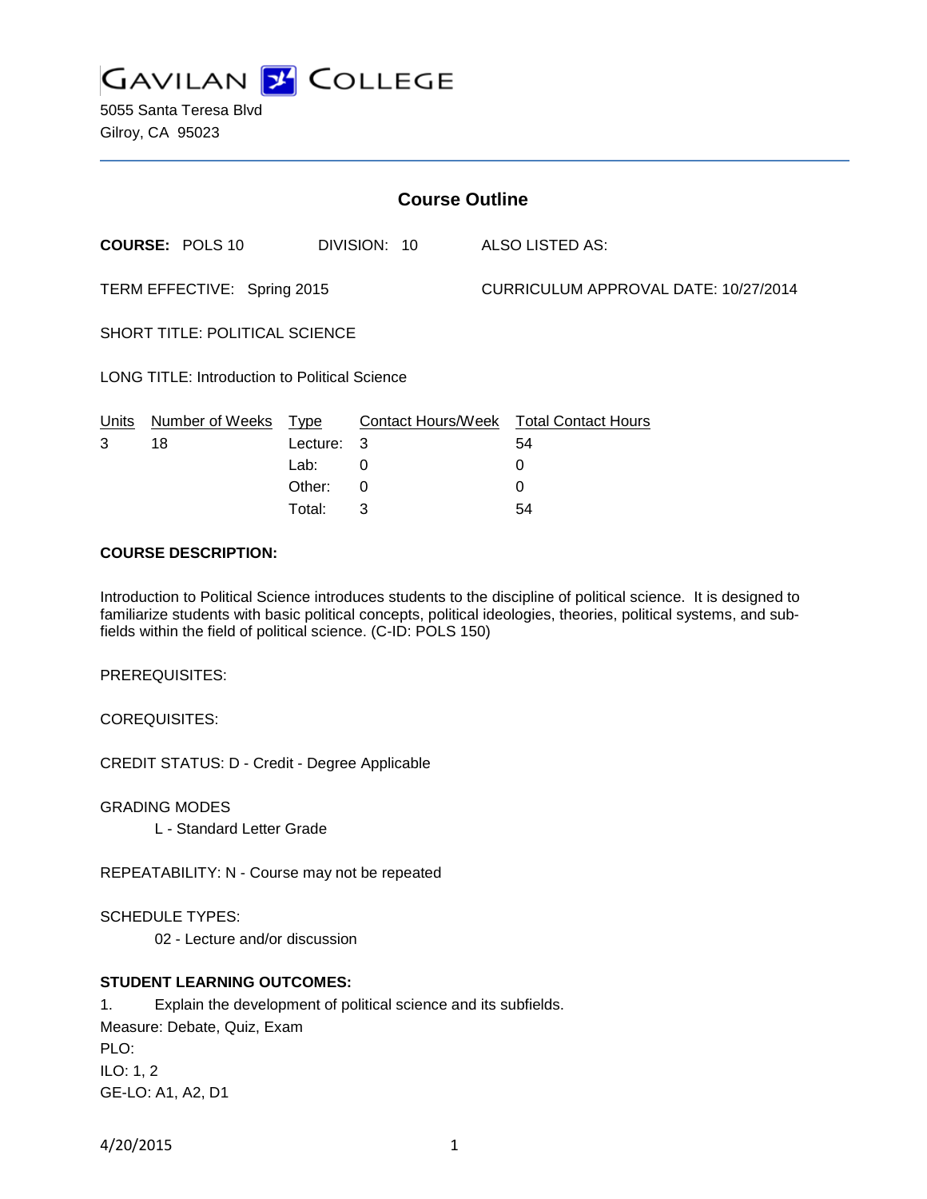# GAVILAN COLLEGE

5055 Santa Teresa Blvd
Gilroy, CA 95023

## Course Outline

**COURSE:** POLS 10 DIVISION: 10 ALSO LISTED AS:

TERM EFFECTIVE: Spring 2015 CURRICULUM APPROVAL DATE: 10/27/2014

SHORT TITLE: POLITICAL SCIENCE

LONG TITLE: Introduction to Political Science

| Units | Number of Weeks | Type | Contact Hours/Week | Total Contact Hours |
|---|---|---|---|---|
| 3 | 18 | Lecture: | 3 | 54 |
| | | Lab: | 0 | 0 |
| | | Other: | 0 | 0 |
| | | Total: | 3 | 54 |

**COURSE DESCRIPTION:**

Introduction to Political Science introduces students to the discipline of political science. It is designed to familiarize students with basic political concepts, political ideologies, theories, political systems, and sub-fields within the field of political science. (C-ID: POLS 150)

PREREQUISITES:

COREQUISITES:

CREDIT STATUS: D - Credit - Degree Applicable

GRADING MODES
L - Standard Letter Grade

REPEATABILITY: N - Course may not be repeated

SCHEDULE TYPES:
02 - Lecture and/or discussion

**STUDENT LEARNING OUTCOMES:**

1. Explain the development of political science and its subfields.
Measure: Debate, Quiz, Exam
PLO:
ILO: 1, 2
GE-LO: A1, A2, D1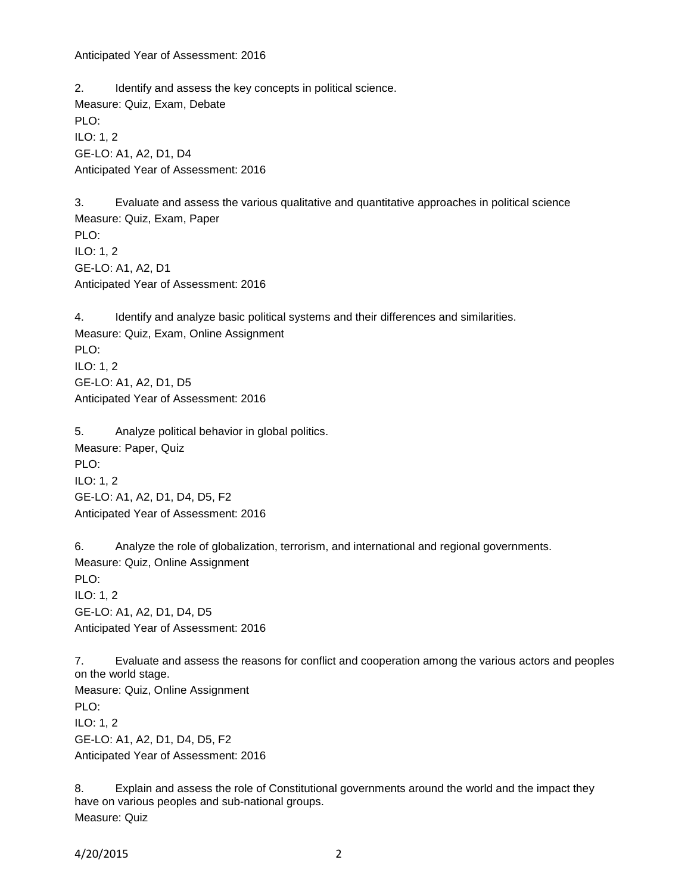Anticipated Year of Assessment: 2016

2. Identify and assess the key concepts in political science.
Measure: Quiz, Exam, Debate
PLO:
ILO: 1, 2
GE-LO: A1, A2, D1, D4
Anticipated Year of Assessment: 2016

3. Evaluate and assess the various qualitative and quantitative approaches in political science
Measure: Quiz, Exam, Paper
PLO:
ILO: 1, 2
GE-LO: A1, A2, D1
Anticipated Year of Assessment: 2016

4. Identify and analyze basic political systems and their differences and similarities.
Measure: Quiz, Exam, Online Assignment
PLO:
ILO: 1, 2
GE-LO: A1, A2, D1, D5
Anticipated Year of Assessment: 2016

5. Analyze political behavior in global politics.
Measure: Paper, Quiz
PLO:
ILO: 1, 2
GE-LO: A1, A2, D1, D4, D5, F2
Anticipated Year of Assessment: 2016

6. Analyze the role of globalization, terrorism, and international and regional governments.
Measure: Quiz, Online Assignment
PLO:
ILO: 1, 2
GE-LO: A1, A2, D1, D4, D5
Anticipated Year of Assessment: 2016

7. Evaluate and assess the reasons for conflict and cooperation among the various actors and peoples on the world stage.
Measure: Quiz, Online Assignment
PLO:
ILO: 1, 2
GE-LO: A1, A2, D1, D4, D5, F2
Anticipated Year of Assessment: 2016

8. Explain and assess the role of Constitutional governments around the world and the impact they have on various peoples and sub-national groups.
Measure: Quiz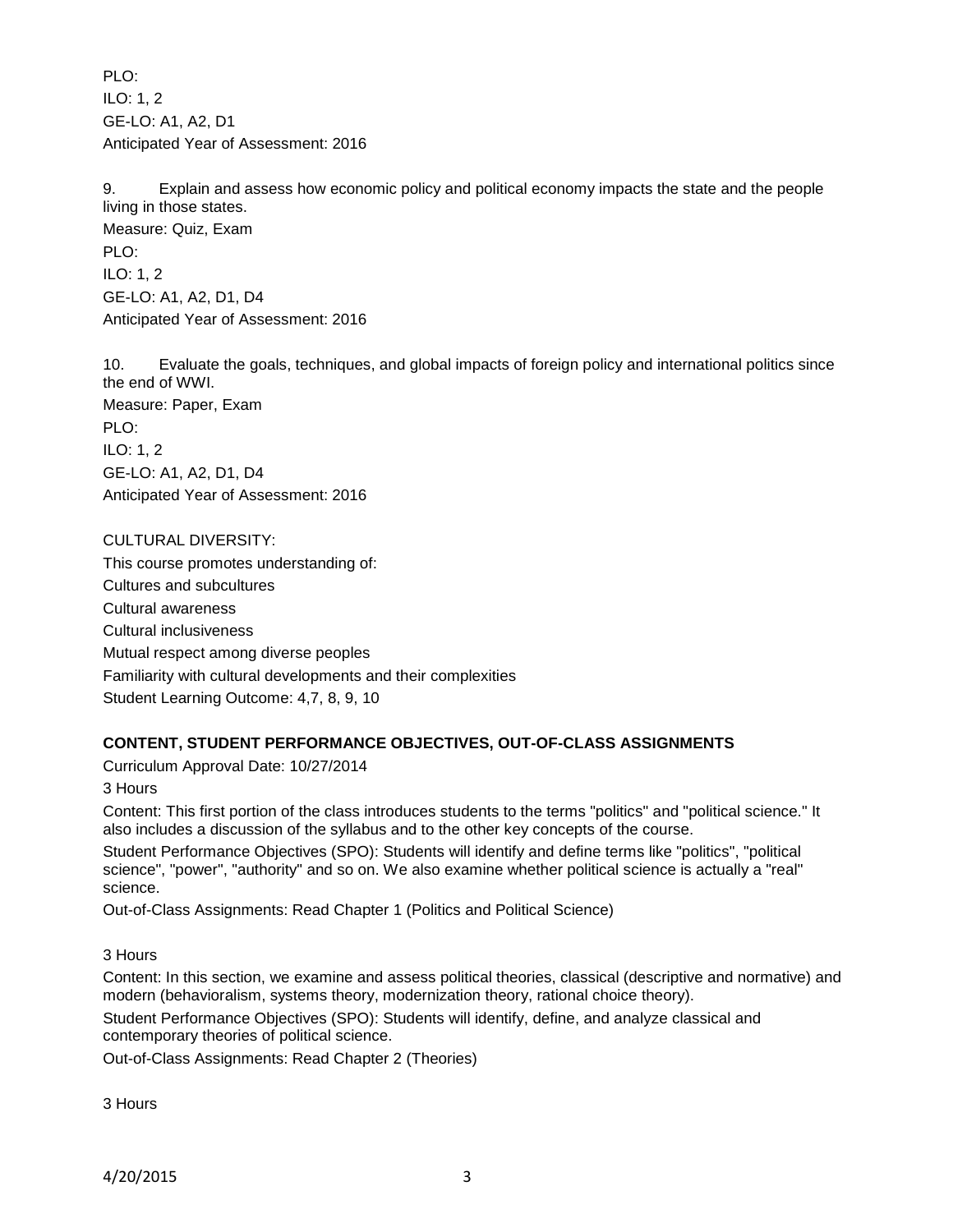PLO:
ILO: 1, 2
GE-LO: A1, A2, D1
Anticipated Year of Assessment: 2016

9. Explain and assess how economic policy and political economy impacts the state and the people living in those states.
Measure: Quiz, Exam
PLO:
ILO: 1, 2
GE-LO: A1, A2, D1, D4
Anticipated Year of Assessment: 2016

10. Evaluate the goals, techniques, and global impacts of foreign policy and international politics since the end of WWI.
Measure: Paper, Exam
PLO:
ILO: 1, 2
GE-LO: A1, A2, D1, D4
Anticipated Year of Assessment: 2016

CULTURAL DIVERSITY:
This course promotes understanding of:
Cultures and subcultures
Cultural awareness
Cultural inclusiveness
Mutual respect among diverse peoples
Familiarity with cultural developments and their complexities
Student Learning Outcome: 4,7, 8, 9, 10

**CONTENT, STUDENT PERFORMANCE OBJECTIVES, OUT-OF-CLASS ASSIGNMENTS**

Curriculum Approval Date: 10/27/2014

3 Hours

Content: This first portion of the class introduces students to the terms "politics" and "political science." It also includes a discussion of the syllabus and to the other key concepts of the course.

Student Performance Objectives (SPO): Students will identify and define terms like "politics", "political science", "power", "authority" and so on. We also examine whether political science is actually a "real" science.

Out-of-Class Assignments: Read Chapter 1 (Politics and Political Science)

3 Hours

Content: In this section, we examine and assess political theories, classical (descriptive and normative) and modern (behavioralism, systems theory, modernization theory, rational choice theory).

Student Performance Objectives (SPO): Students will identify, define, and analyze classical and contemporary theories of political science.

Out-of-Class Assignments: Read Chapter 2 (Theories)

3 Hours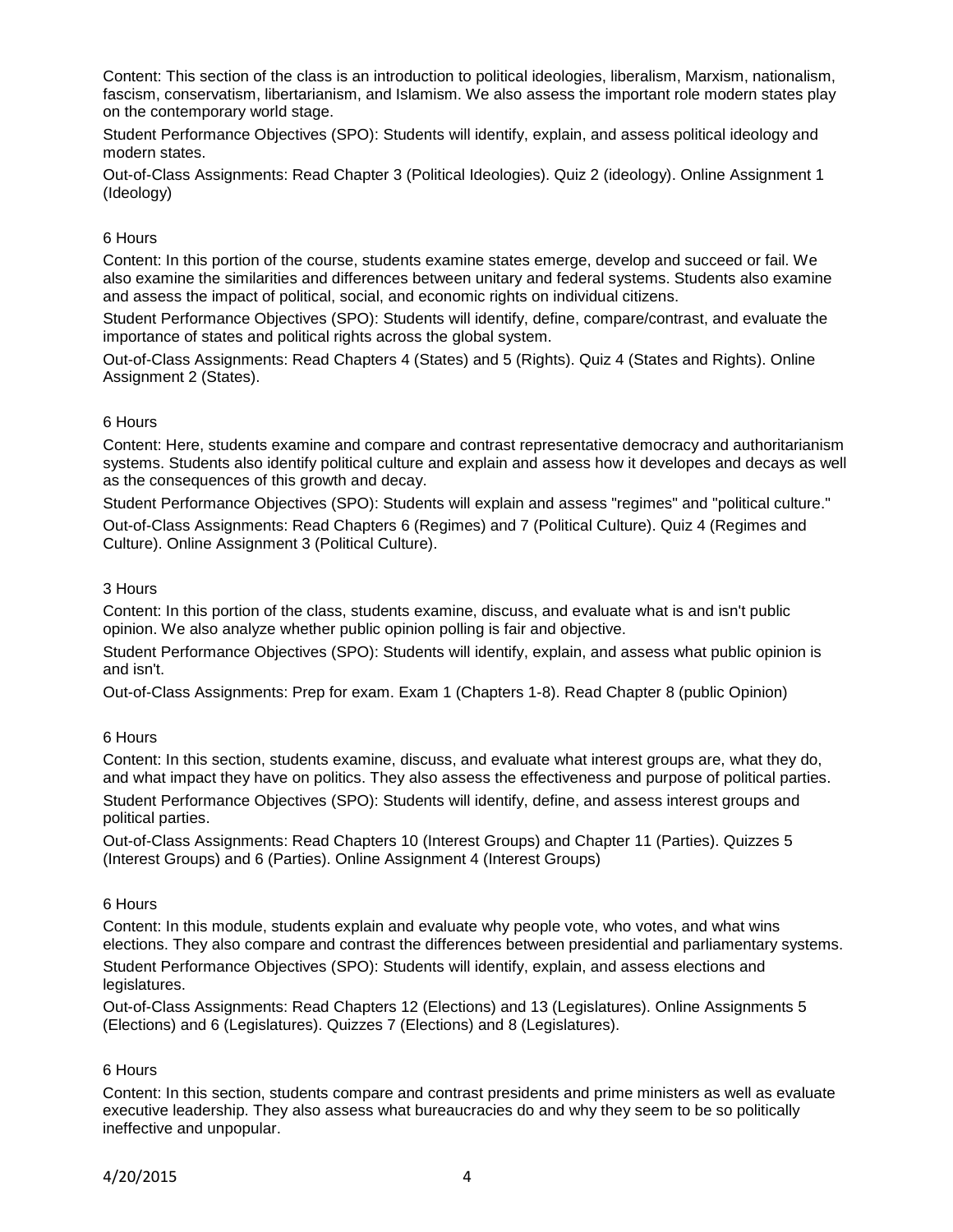Content: This section of the class is an introduction to political ideologies, liberalism, Marxism, nationalism, fascism, conservatism, libertarianism, and Islamism. We also assess the important role modern states play on the contemporary world stage.

Student Performance Objectives (SPO): Students will identify, explain, and assess political ideology and modern states.

Out-of-Class Assignments: Read Chapter 3 (Political Ideologies). Quiz 2 (ideology). Online Assignment 1 (Ideology)

6 Hours

Content: In this portion of the course, students examine states emerge, develop and succeed or fail. We also examine the similarities and differences between unitary and federal systems. Students also examine and assess the impact of political, social, and economic rights on individual citizens.

Student Performance Objectives (SPO): Students will identify, define, compare/contrast, and evaluate the importance of states and political rights across the global system.

Out-of-Class Assignments: Read Chapters 4 (States) and 5 (Rights). Quiz 4 (States and Rights). Online Assignment 2 (States).

6 Hours

Content: Here, students examine and compare and contrast representative democracy and authoritarianism systems. Students also identify political culture and explain and assess how it developes and decays as well as the consequences of this growth and decay.

Student Performance Objectives (SPO): Students will explain and assess "regimes" and "political culture."

Out-of-Class Assignments: Read Chapters 6 (Regimes) and 7 (Political Culture). Quiz 4 (Regimes and Culture). Online Assignment 3 (Political Culture).

3 Hours

Content: In this portion of the class, students examine, discuss, and evaluate what is and isn't public opinion. We also analyze whether public opinion polling is fair and objective.

Student Performance Objectives (SPO): Students will identify, explain, and assess what public opinion is and isn't.

Out-of-Class Assignments: Prep for exam. Exam 1 (Chapters 1-8). Read Chapter 8 (public Opinion)

6 Hours

Content: In this section, students examine, discuss, and evaluate what interest groups are, what they do, and what impact they have on politics. They also assess the effectiveness and purpose of political parties.

Student Performance Objectives (SPO): Students will identify, define, and assess interest groups and political parties.

Out-of-Class Assignments: Read Chapters 10 (Interest Groups) and Chapter 11 (Parties). Quizzes 5 (Interest Groups) and 6 (Parties). Online Assignment 4 (Interest Groups)

6 Hours

Content: In this module, students explain and evaluate why people vote, who votes, and what wins elections. They also compare and contrast the differences between presidential and parliamentary systems.

Student Performance Objectives (SPO): Students will identify, explain, and assess elections and legislatures.

Out-of-Class Assignments: Read Chapters 12 (Elections) and 13 (Legislatures). Online Assignments 5 (Elections) and 6 (Legislatures). Quizzes 7 (Elections) and 8 (Legislatures).

6 Hours

Content: In this section, students compare and contrast presidents and prime ministers as well as evaluate executive leadership. They also assess what bureaucracies do and why they seem to be so politically ineffective and unpopular.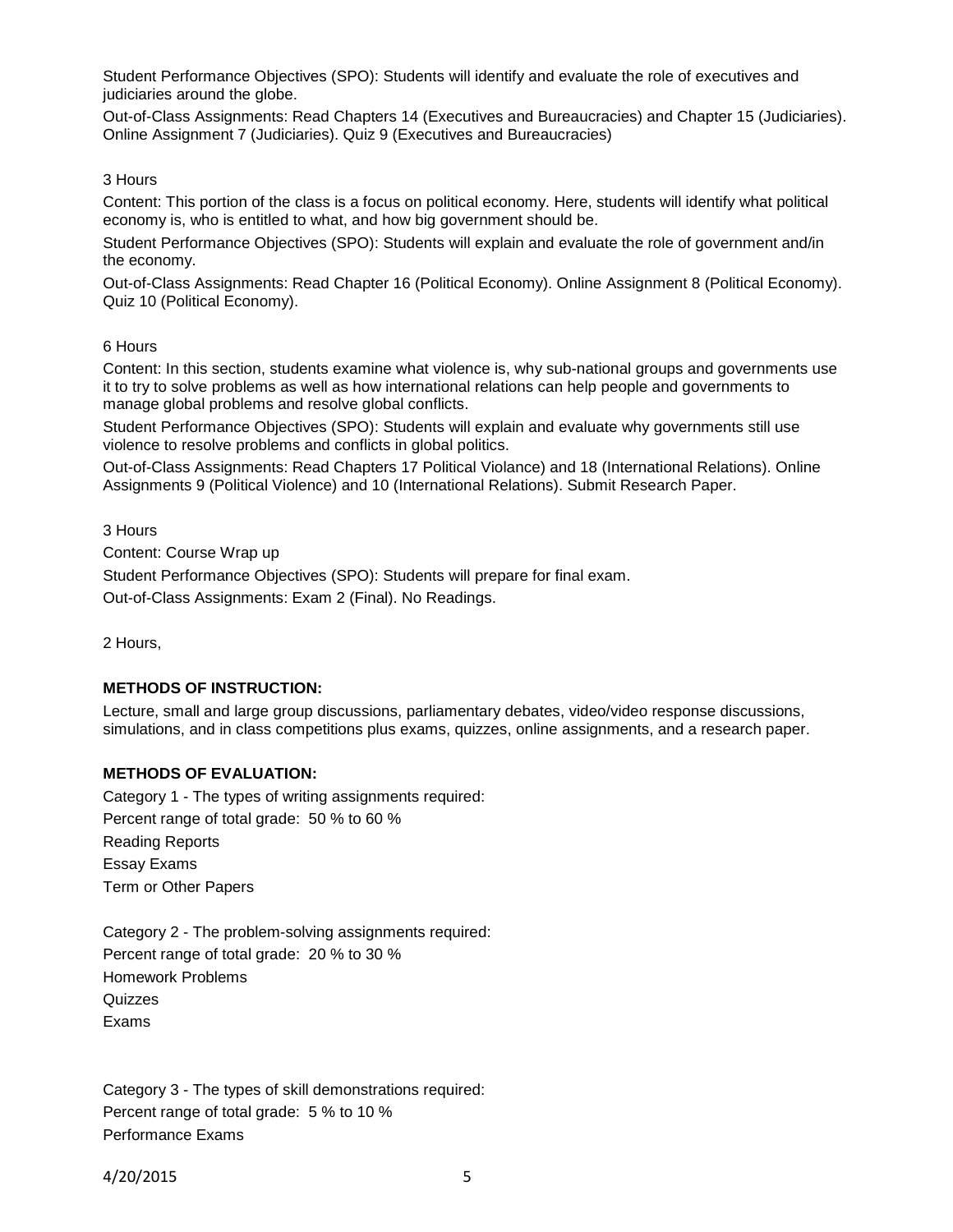Student Performance Objectives (SPO): Students will identify and evaluate the role of executives and judiciaries around the globe.

Out-of-Class Assignments: Read Chapters 14 (Executives and Bureaucracies) and Chapter 15 (Judiciaries). Online Assignment 7 (Judiciaries). Quiz 9 (Executives and Bureaucracies)

3 Hours

Content: This portion of the class is a focus on political economy. Here, students will identify what political economy is, who is entitled to what, and how big government should be.

Student Performance Objectives (SPO): Students will explain and evaluate the role of government and/in the economy.

Out-of-Class Assignments: Read Chapter 16 (Political Economy). Online Assignment 8 (Political Economy). Quiz 10 (Political Economy).

6 Hours

Content: In this section, students examine what violence is, why sub-national groups and governments use it to try to solve problems as well as how international relations can help people and governments to manage global problems and resolve global conflicts.

Student Performance Objectives (SPO): Students will explain and evaluate why governments still use violence to resolve problems and conflicts in global politics.

Out-of-Class Assignments: Read Chapters 17 Political Violance) and 18 (International Relations). Online Assignments 9 (Political Violence) and 10 (International Relations). Submit Research Paper.

3 Hours

Content: Course Wrap up

Student Performance Objectives (SPO): Students will prepare for final exam.

Out-of-Class Assignments: Exam 2 (Final). No Readings.

2 Hours,

**METHODS OF INSTRUCTION:**

Lecture, small and large group discussions, parliamentary debates, video/video response discussions, simulations, and in class competitions plus exams, quizzes, online assignments, and a research paper.

**METHODS OF EVALUATION:**

Category 1 - The types of writing assignments required:
Percent range of total grade: 50 % to 60 %
Reading Reports
Essay Exams
Term or Other Papers

Category 2 - The problem-solving assignments required:
Percent range of total grade: 20 % to 30 %
Homework Problems
Quizzes
Exams

Category 3 - The types of skill demonstrations required:
Percent range of total grade: 5 % to 10 %
Performance Exams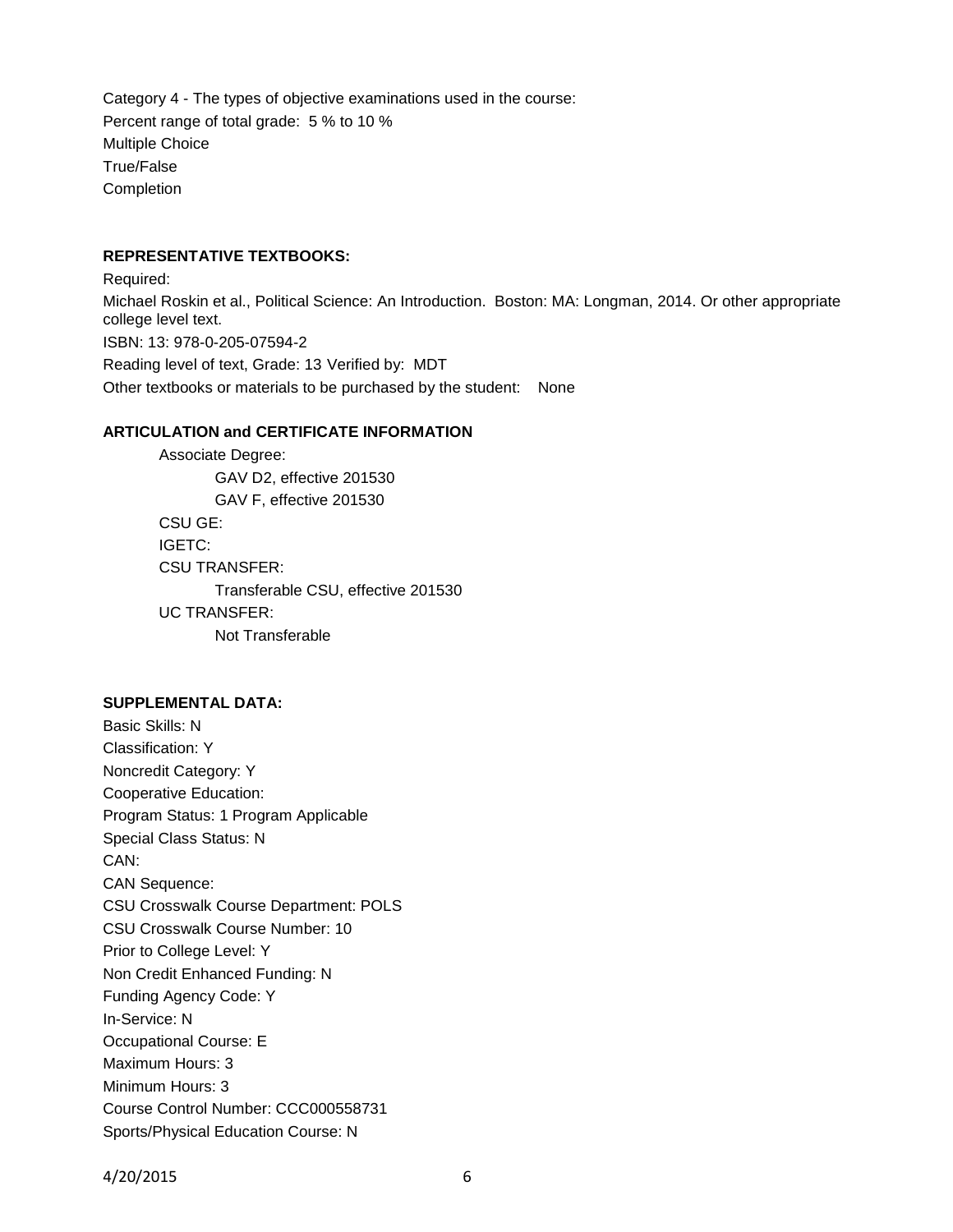Category 4 - The types of objective examinations used in the course:

Percent range of total grade: 5 % to 10 %

Multiple Choice

True/False

Completion

**REPRESENTATIVE TEXTBOOKS:**

Required:

Michael Roskin et al., Political Science: An Introduction. Boston: MA: Longman, 2014. Or other appropriate college level text.

ISBN: 13: 978-0-205-07594-2

Reading level of text, Grade: 13 Verified by: MDT

Other textbooks or materials to be purchased by the student: None

**ARTICULATION and CERTIFICATE INFORMATION**

- Associate Degree:
  - GAV D2, effective 201530
  - GAV F, effective 201530
- CSU GE:
- IGETC:
- CSU TRANSFER:
  - Transferable CSU, effective 201530
- UC TRANSFER:
  - Not Transferable

**SUPPLEMENTAL DATA:**

Basic Skills: N

Classification: Y

Noncredit Category: Y

Cooperative Education:

Program Status: 1 Program Applicable

Special Class Status: N

CAN:

CAN Sequence:

CSU Crosswalk Course Department: POLS

CSU Crosswalk Course Number: 10

Prior to College Level: Y

Non Credit Enhanced Funding: N

Funding Agency Code: Y

In-Service: N

Occupational Course: E

Maximum Hours: 3

Minimum Hours: 3

Course Control Number: CCC000558731

Sports/Physical Education Course: N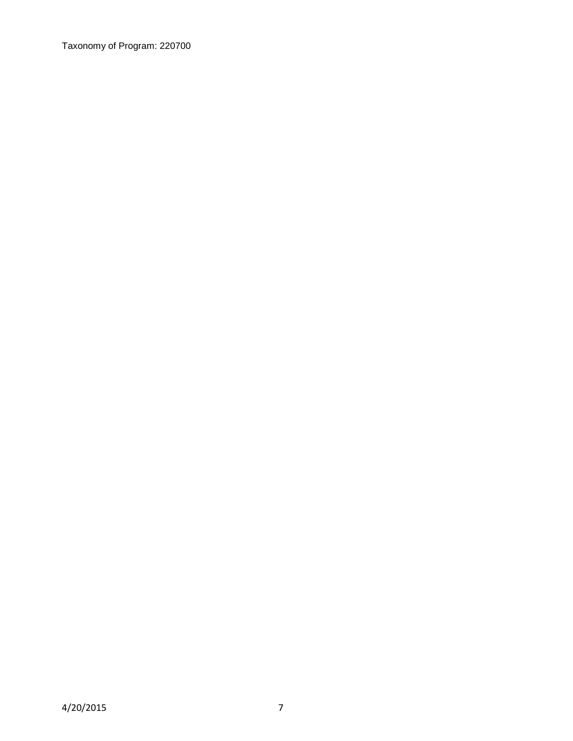Taxonomy of Program: 220700